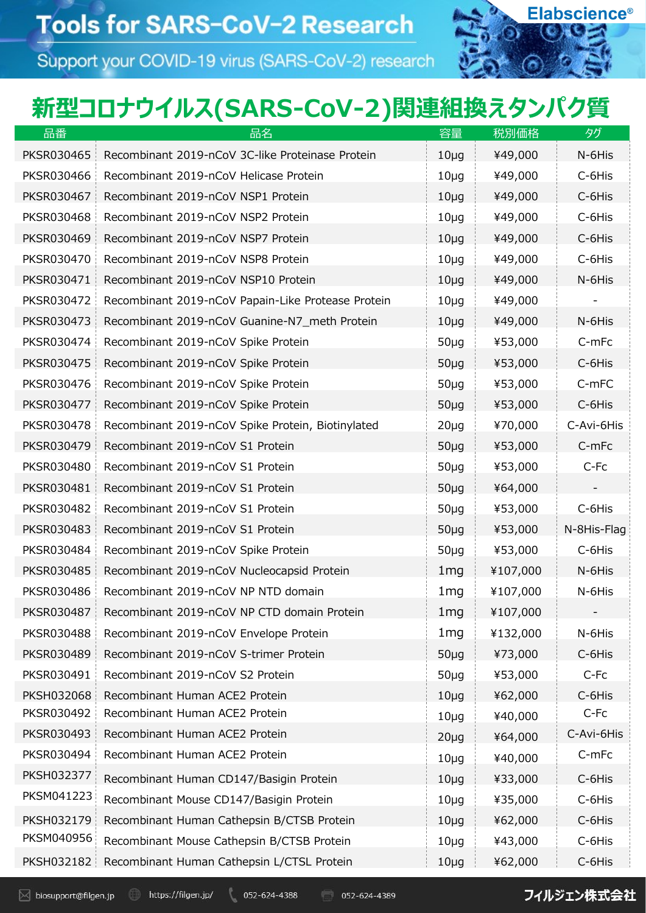# Tools for SARS-CoV-2 Research

Support your COVID-19 virus (SARS-CoV-2) research

Elabscience®

## 新型コロナウイルス(SARS-CoV-2)関連組換えタンパク質

| 品番 | 品名 | 容量 | 税別価格 | タグ |
|---|---|---|---|---|
| PKSR030465 | Recombinant 2019-nCoV 3C-like Proteinase Protein | 10μg | ¥49,000 | N-6His |
| PKSR030466 | Recombinant 2019-nCoV Helicase Protein | 10μg | ¥49,000 | C-6His |
| PKSR030467 | Recombinant 2019-nCoV NSP1 Protein | 10μg | ¥49,000 | C-6His |
| PKSR030468 | Recombinant 2019-nCoV NSP2 Protein | 10μg | ¥49,000 | C-6His |
| PKSR030469 | Recombinant 2019-nCoV NSP7 Protein | 10μg | ¥49,000 | C-6His |
| PKSR030470 | Recombinant 2019-nCoV NSP8 Protein | 10μg | ¥49,000 | C-6His |
| PKSR030471 | Recombinant 2019-nCoV NSP10 Protein | 10μg | ¥49,000 | N-6His |
| PKSR030472 | Recombinant 2019-nCoV Papain-Like Protease Protein | 10μg | ¥49,000 | - |
| PKSR030473 | Recombinant 2019-nCoV Guanine-N7_meth Protein | 10μg | ¥49,000 | N-6His |
| PKSR030474 | Recombinant 2019-nCoV Spike Protein | 50μg | ¥53,000 | C-mFc |
| PKSR030475 | Recombinant 2019-nCoV Spike Protein | 50μg | ¥53,000 | C-6His |
| PKSR030476 | Recombinant 2019-nCoV Spike Protein | 50μg | ¥53,000 | C-mFC |
| PKSR030477 | Recombinant 2019-nCoV Spike Protein | 50μg | ¥53,000 | C-6His |
| PKSR030478 | Recombinant 2019-nCoV Spike Protein, Biotinylated | 20μg | ¥70,000 | C-Avi-6His |
| PKSR030479 | Recombinant 2019-nCoV S1 Protein | 50μg | ¥53,000 | C-mFc |
| PKSR030480 | Recombinant 2019-nCoV S1 Protein | 50μg | ¥53,000 | C-Fc |
| PKSR030481 | Recombinant 2019-nCoV S1 Protein | 50μg | ¥64,000 | - |
| PKSR030482 | Recombinant 2019-nCoV S1 Protein | 50μg | ¥53,000 | C-6His |
| PKSR030483 | Recombinant 2019-nCoV S1 Protein | 50μg | ¥53,000 | N-8His-Flag |
| PKSR030484 | Recombinant 2019-nCoV Spike Protein | 50μg | ¥53,000 | C-6His |
| PKSR030485 | Recombinant 2019-nCoV Nucleocapsid Protein | 1mg | ¥107,000 | N-6His |
| PKSR030486 | Recombinant 2019-nCoV NP NTD domain | 1mg | ¥107,000 | N-6His |
| PKSR030487 | Recombinant 2019-nCoV NP CTD domain Protein | 1mg | ¥107,000 | - |
| PKSR030488 | Recombinant 2019-nCoV Envelope Protein | 1mg | ¥132,000 | N-6His |
| PKSR030489 | Recombinant 2019-nCoV S-trimer Protein | 50μg | ¥73,000 | C-6His |
| PKSR030491 | Recombinant 2019-nCoV S2 Protein | 50μg | ¥53,000 | C-Fc |
| PKSH032068 | Recombinant Human ACE2 Protein | 10μg | ¥62,000 | C-6His |
| PKSR030492 | Recombinant Human ACE2 Protein | 10μg | ¥40,000 | C-Fc |
| PKSR030493 | Recombinant Human ACE2 Protein | 20μg | ¥64,000 | C-Avi-6His |
| PKSR030494 | Recombinant Human ACE2 Protein | 10μg | ¥40,000 | C-mFc |
| PKSH032377 | Recombinant Human CD147/Basigin Protein | 10μg | ¥33,000 | C-6His |
| PKSM041223 | Recombinant Mouse CD147/Basigin Protein | 10μg | ¥35,000 | C-6His |
| PKSH032179 | Recombinant Human Cathepsin B/CTSB Protein | 10μg | ¥62,000 | C-6His |
| PKSM040956 | Recombinant Mouse Cathepsin B/CTSB Protein | 10μg | ¥43,000 | C-6His |
| PKSH032182 | Recombinant Human Cathepsin L/CTSL Protein | 10μg | ¥62,000 | C-6His |

biosupport@filgen.jp　https://filgen.jp/　052-624-4388　052-624-4389　フィルジェン株式会社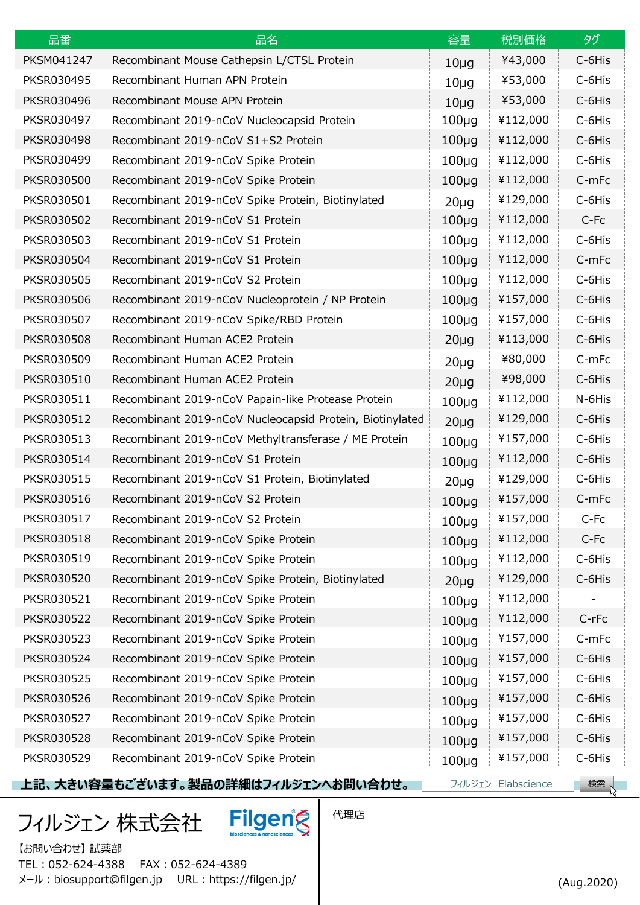| 品番 | 品名 | 容量 | 税別価格 | タグ |
|---|---|---|---|---|
| PKSM041247 | Recombinant Mouse Cathepsin L/CTSL Protein | 10μg | ¥43,000 | C-6His |
| PKSR030495 | Recombinant Human APN Protein | 10μg | ¥53,000 | C-6His |
| PKSR030496 | Recombinant Mouse APN Protein | 10μg | ¥53,000 | C-6His |
| PKSR030497 | Recombinant 2019-nCoV Nucleocapsid Protein | 100μg | ¥112,000 | C-6His |
| PKSR030498 | Recombinant 2019-nCoV S1+S2 Protein | 100μg | ¥112,000 | C-6His |
| PKSR030499 | Recombinant 2019-nCoV Spike Protein | 100μg | ¥112,000 | C-6His |
| PKSR030500 | Recombinant 2019-nCoV Spike Protein | 100μg | ¥112,000 | C-mFc |
| PKSR030501 | Recombinant 2019-nCoV Spike Protein, Biotinylated | 20μg | ¥129,000 | C-6His |
| PKSR030502 | Recombinant 2019-nCoV S1 Protein | 100μg | ¥112,000 | C-Fc |
| PKSR030503 | Recombinant 2019-nCoV S1 Protein | 100μg | ¥112,000 | C-6His |
| PKSR030504 | Recombinant 2019-nCoV S1 Protein | 100μg | ¥112,000 | C-mFc |
| PKSR030505 | Recombinant 2019-nCoV S2 Protein | 100μg | ¥112,000 | C-6His |
| PKSR030506 | Recombinant 2019-nCoV Nucleoprotein / NP Protein | 100μg | ¥157,000 | C-6His |
| PKSR030507 | Recombinant 2019-nCoV Spike/RBD Protein | 100μg | ¥157,000 | C-6His |
| PKSR030508 | Recombinant Human ACE2 Protein | 20μg | ¥113,000 | C-6His |
| PKSR030509 | Recombinant Human ACE2 Protein | 20μg | ¥80,000 | C-mFc |
| PKSR030510 | Recombinant Human ACE2 Protein | 20μg | ¥98,000 | C-6His |
| PKSR030511 | Recombinant 2019-nCoV Papain-like Protease Protein | 100μg | ¥112,000 | N-6His |
| PKSR030512 | Recombinant 2019-nCoV Nucleocapsid Protein, Biotinylated | 20μg | ¥129,000 | C-6His |
| PKSR030513 | Recombinant 2019-nCoV Methyltransferase / ME Protein | 100μg | ¥157,000 | C-6His |
| PKSR030514 | Recombinant 2019-nCoV S1 Protein | 100μg | ¥112,000 | C-6His |
| PKSR030515 | Recombinant 2019-nCoV S1 Protein, Biotinylated | 20μg | ¥129,000 | C-6His |
| PKSR030516 | Recombinant 2019-nCoV S2 Protein | 100μg | ¥157,000 | C-mFc |
| PKSR030517 | Recombinant 2019-nCoV S2 Protein | 100μg | ¥157,000 | C-Fc |
| PKSR030518 | Recombinant 2019-nCoV Spike Protein | 100μg | ¥112,000 | C-Fc |
| PKSR030519 | Recombinant 2019-nCoV Spike Protein | 100μg | ¥112,000 | C-6His |
| PKSR030520 | Recombinant 2019-nCoV Spike Protein, Biotinylated | 20μg | ¥129,000 | C-6His |
| PKSR030521 | Recombinant 2019-nCoV Spike Protein | 100μg | ¥112,000 | - |
| PKSR030522 | Recombinant 2019-nCoV Spike Protein | 100μg | ¥112,000 | C-rFc |
| PKSR030523 | Recombinant 2019-nCoV Spike Protein | 100μg | ¥157,000 | C-mFc |
| PKSR030524 | Recombinant 2019-nCoV Spike Protein | 100μg | ¥157,000 | C-6His |
| PKSR030525 | Recombinant 2019-nCoV Spike Protein | 100μg | ¥157,000 | C-6His |
| PKSR030526 | Recombinant 2019-nCoV Spike Protein | 100μg | ¥157,000 | C-6His |
| PKSR030527 | Recombinant 2019-nCoV Spike Protein | 100μg | ¥157,000 | C-6His |
| PKSR030528 | Recombinant 2019-nCoV Spike Protein | 100μg | ¥157,000 | C-6His |
| PKSR030529 | Recombinant 2019-nCoV Spike Protein | 100μg | ¥157,000 | C-6His |

**上記、大きい容量もございます。製品の詳細はフィルジェンへお問い合わせ。**

フィルジェン Elabscience 検索

フィルジェン 株式会社

Filgen biosciences & nanosciences

【お問い合わせ】試薬部

TEL：052-624-4388　FAX：052-624-4389

メール：biosupport@filgen.jp　URL：https://filgen.jp/

代理店

(Aug.2020)